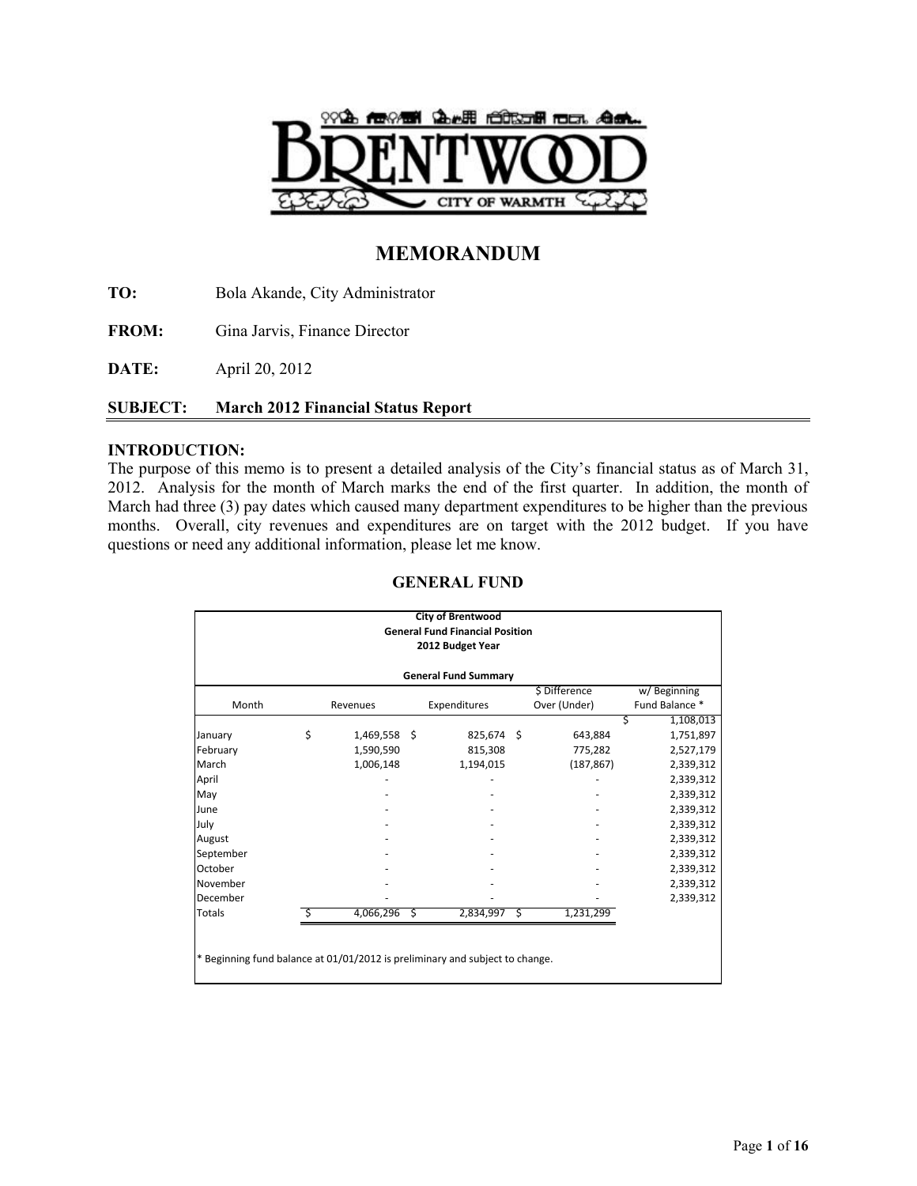# MEMORANDUM

**TO:** Bola Akande, City Administrator

**FROM:** Gina Jarvis, Finance Director

**DATE:** April 20, 2012

**SUBJECT: March 2012 Financial Status Report**

## INTRODUCTION:

The purpose of this memo is to present a detailed analysis of the City's financial status as of March 31, 2012. Analysis for the month of March marks the end of the first quarter. In addition, the month of March had three (3) pay dates which caused many department expenditures to be higher than the previous months. Overall, city revenues and expenditures are on target with the 2012 budget. If you have questions or need any additional information, please let me know.

## GENERAL FUND

**City of Brentwood**
**General Fund Financial Position**
**2012 Budget Year**

**General Fund Summary**

| Month | Revenues | Expenditures | $ Difference Over (Under) | w/ Beginning Fund Balance * |
|---|---|---|---|---|
| | | | | $ 1,108,013 |
| January | $ 1,469,558 | $ 825,674 | $ 643,884 | 1,751,897 |
| February | 1,590,590 | 815,308 | 775,282 | 2,527,179 |
| March | 1,006,148 | 1,194,015 | (187,867) | 2,339,312 |
| April | - | - | - | 2,339,312 |
| May | - | - | - | 2,339,312 |
| June | - | - | - | 2,339,312 |
| July | - | - | - | 2,339,312 |
| August | - | - | - | 2,339,312 |
| September | - | - | - | 2,339,312 |
| October | - | - | - | 2,339,312 |
| November | - | - | - | 2,339,312 |
| December | - | - | - | 2,339,312 |
| Totals | $ 4,066,296 | $ 2,834,997 | $ 1,231,299 | |

* Beginning fund balance at 01/01/2012 is preliminary and subject to change.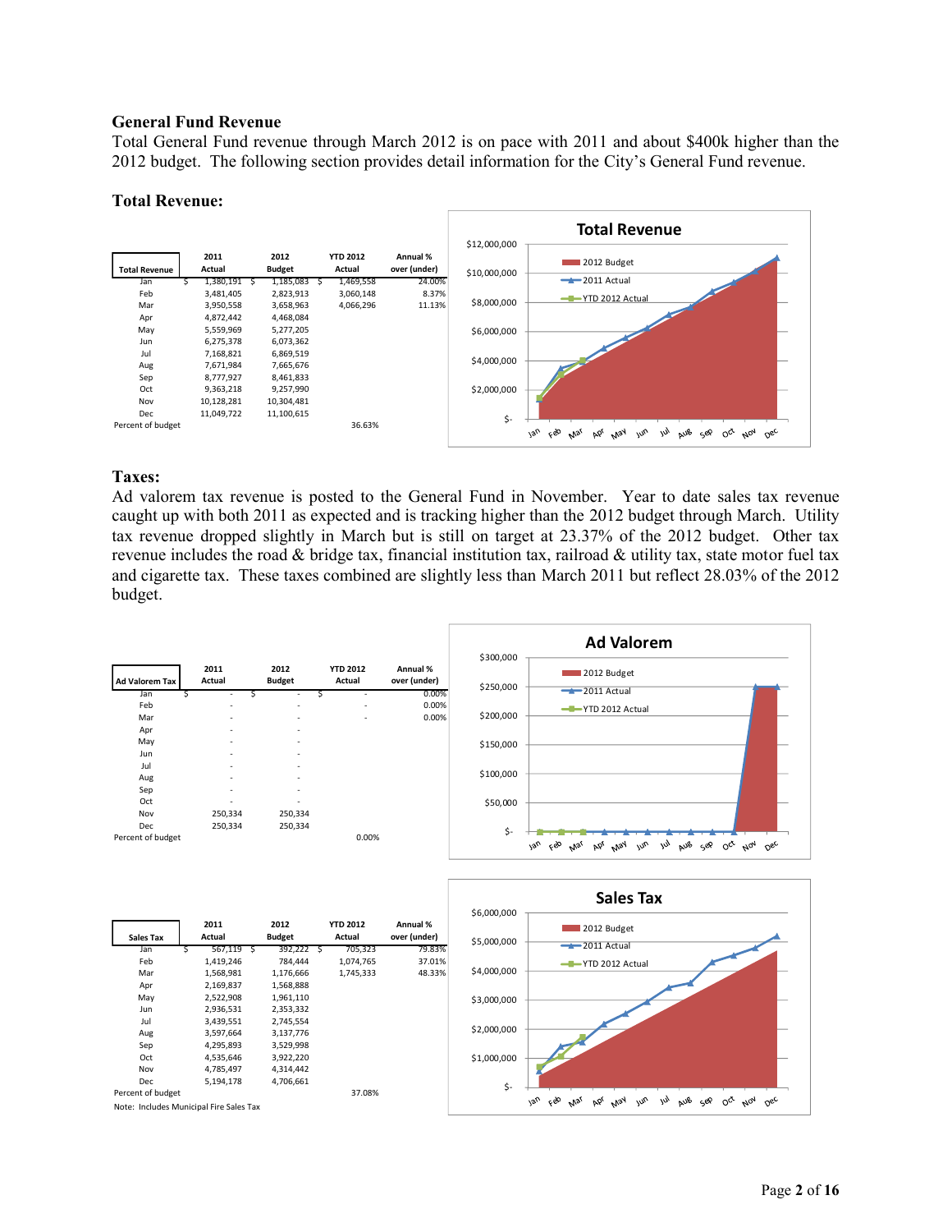## General Fund Revenue

Total General Fund revenue through March 2012 is on pace with 2011 and about $400k higher than the 2012 budget. The following section provides detail information for the City's General Fund revenue.

### Total Revenue:

| Total Revenue | 2011 Actual | 2012 Budget | YTD 2012 Actual | Annual % over (under) |
|---|---|---|---|---|
| Jan | $ 1,380,191 | $ 1,185,083 | $ 1,469,558 | 24.00% |
| Feb | 3,481,405 | 2,823,913 | 3,060,148 | 8.37% |
| Mar | 3,950,558 | 3,658,963 | 4,066,296 | 11.13% |
| Apr | 4,872,442 | 4,468,084 | | |
| May | 5,559,969 | 5,277,205 | | |
| Jun | 6,275,378 | 6,073,362 | | |
| Jul | 7,168,821 | 6,869,519 | | |
| Aug | 7,671,984 | 7,665,676 | | |
| Sep | 8,777,927 | 8,461,833 | | |
| Oct | 9,363,218 | 9,257,990 | | |
| Nov | 10,128,281 | 10,304,481 | | |
| Dec | 11,049,722 | 11,100,615 | | |
| Percent of budget | | | 36.63% | |

### Taxes:

Ad valorem tax revenue is posted to the General Fund in November. Year to date sales tax revenue caught up with both 2011 as expected and is tracking higher than the 2012 budget through March. Utility tax revenue dropped slightly in March but is still on target at 23.37% of the 2012 budget. Other tax revenue includes the road & bridge tax, financial institution tax, railroad & utility tax, state motor fuel tax and cigarette tax. These taxes combined are slightly less than March 2011 but reflect 28.03% of the 2012 budget.

| Ad Valorem Tax | 2011 Actual | 2012 Budget | YTD 2012 Actual | Annual % over (under) |
|---|---|---|---|---|
| Jan | $ - | $ - | $ - | 0.00% |
| Feb | - | - | - | 0.00% |
| Mar | - | - | - | 0.00% |
| Apr | - | - | | |
| May | - | - | | |
| Jun | - | - | | |
| Jul | - | - | | |
| Aug | - | - | | |
| Sep | - | - | | |
| Oct | - | - | | |
| Nov | 250,334 | 250,334 | | |
| Dec | 250,334 | 250,334 | | |
| Percent of budget | | | 0.00% | |

| Sales Tax | 2011 Actual | 2012 Budget | YTD 2012 Actual | Annual % over (under) |
|---|---|---|---|---|
| Jan | $ 567,119 | $ 392,222 | $ 705,323 | 79.83% |
| Feb | 1,419,246 | 784,444 | 1,074,765 | 37.01% |
| Mar | 1,568,981 | 1,176,666 | 1,745,333 | 48.33% |
| Apr | 2,169,837 | 1,568,888 | | |
| May | 2,522,908 | 1,961,110 | | |
| Jun | 2,936,531 | 2,353,332 | | |
| Jul | 3,439,551 | 2,745,554 | | |
| Aug | 3,597,664 | 3,137,776 | | |
| Sep | 4,295,893 | 3,529,998 | | |
| Oct | 4,535,646 | 3,922,220 | | |
| Nov | 4,785,497 | 4,314,442 | | |
| Dec | 5,194,178 | 4,706,661 | | |
| Percent of budget | | | 37.08% | |

Note: Includes Municipal Fire Sales Tax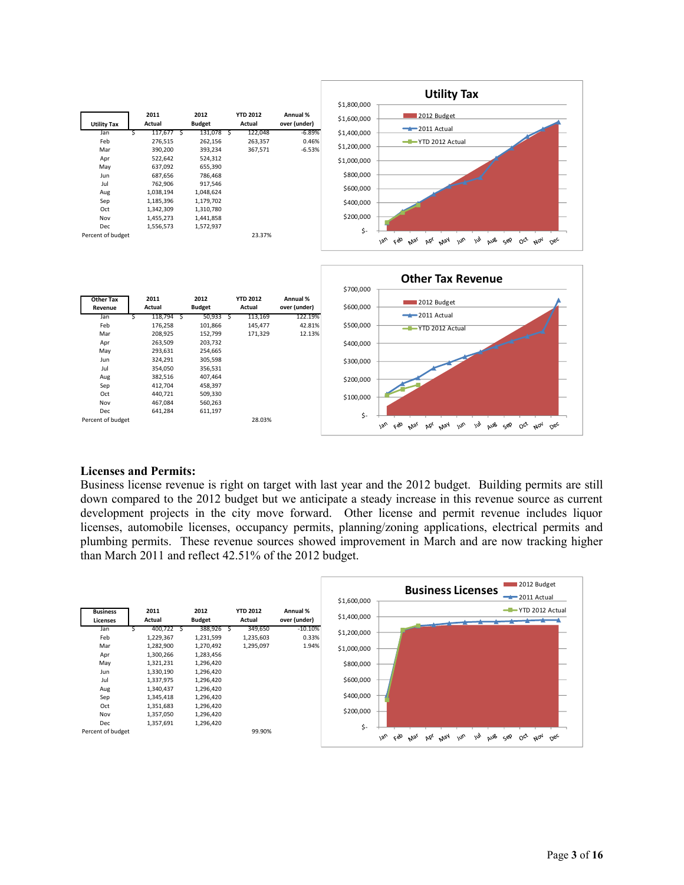| Utility Tax | 2011 Actual | 2012 Budget | YTD 2012 Actual | Annual % over (under) |
|---|---|---|---|---|
| Jan | $ 117,677 | $ 131,078 | $ 122,048 | -6.89% |
| Feb | 276,515 | 262,156 | 263,357 | 0.46% |
| Mar | 390,200 | 393,234 | 367,571 | -6.53% |
| Apr | 522,642 | 524,312 | | |
| May | 637,092 | 655,390 | | |
| Jun | 687,656 | 786,468 | | |
| Jul | 762,906 | 917,546 | | |
| Aug | 1,038,194 | 1,048,624 | | |
| Sep | 1,185,396 | 1,179,702 | | |
| Oct | 1,342,309 | 1,310,780 | | |
| Nov | 1,455,273 | 1,441,858 | | |
| Dec | 1,556,573 | 1,572,937 | | |
| Percent of budget | | | 23.37% | |

| Other Tax Revenue | 2011 Actual | 2012 Budget | YTD 2012 Actual | Annual % over (under) |
|---|---|---|---|---|
| Jan | $ 118,794 | $ 50,933 | $ 113,169 | 122.19% |
| Feb | 176,258 | 101,866 | 145,477 | 42.81% |
| Mar | 208,925 | 152,799 | 171,329 | 12.13% |
| Apr | 263,509 | 203,732 | | |
| May | 293,631 | 254,665 | | |
| Jun | 324,291 | 305,598 | | |
| Jul | 354,050 | 356,531 | | |
| Aug | 382,516 | 407,464 | | |
| Sep | 412,704 | 458,397 | | |
| Oct | 440,721 | 509,330 | | |
| Nov | 467,084 | 560,263 | | |
| Dec | 641,284 | 611,197 | | |
| Percent of budget | | | 28.03% | |

## Licenses and Permits:

Business license revenue is right on target with last year and the 2012 budget. Building permits are still down compared to the 2012 budget but we anticipate a steady increase in this revenue source as current development projects in the city move forward. Other license and permit revenue includes liquor licenses, automobile licenses, occupancy permits, planning/zoning applications, electrical permits and plumbing permits. These revenue sources showed improvement in March and are now tracking higher than March 2011 and reflect 42.51% of the 2012 budget.

| Business Licenses | 2011 Actual | 2012 Budget | YTD 2012 Actual | Annual % over (under) |
|---|---|---|---|---|
| Jan | $ 400,722 | $ 388,926 | $ 349,650 | -10.10% |
| Feb | 1,229,367 | 1,231,599 | 1,235,603 | 0.33% |
| Mar | 1,282,900 | 1,270,492 | 1,295,097 | 1.94% |
| Apr | 1,300,266 | 1,283,456 | | |
| May | 1,321,231 | 1,296,420 | | |
| Jun | 1,330,190 | 1,296,420 | | |
| Jul | 1,337,975 | 1,296,420 | | |
| Aug | 1,340,437 | 1,296,420 | | |
| Sep | 1,345,418 | 1,296,420 | | |
| Oct | 1,351,683 | 1,296,420 | | |
| Nov | 1,357,050 | 1,296,420 | | |
| Dec | 1,357,691 | 1,296,420 | | |
| Percent of budget | | | 99.90% | |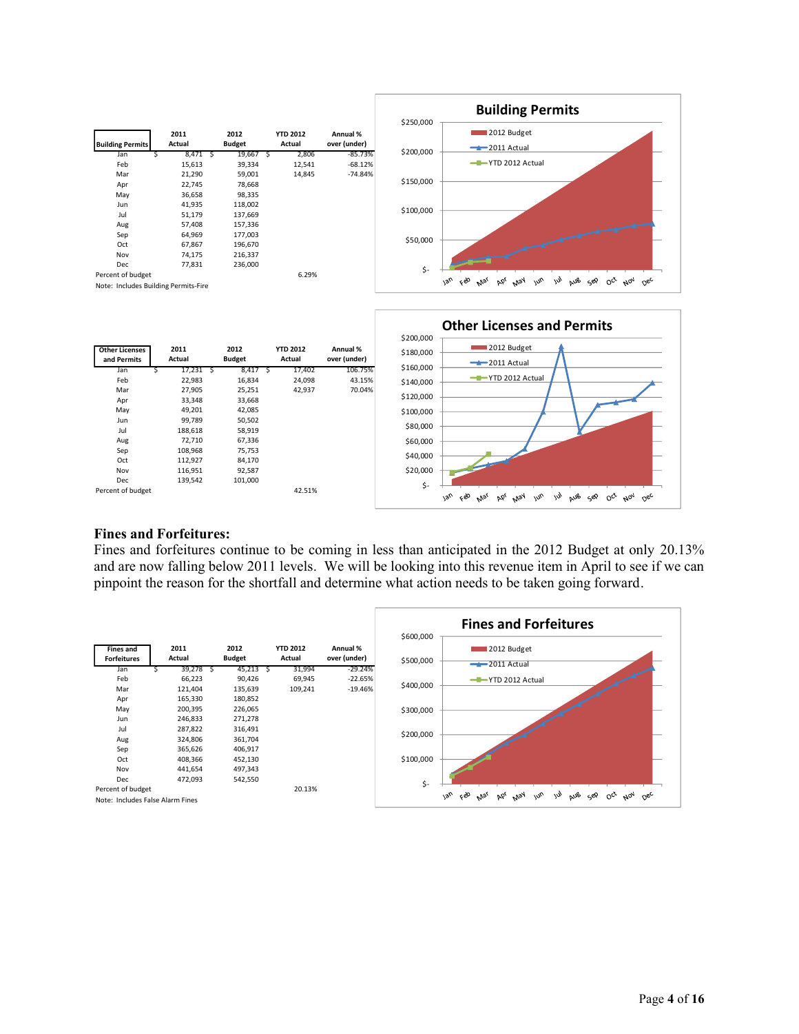| Building Permits | 2011 Actual | 2012 Budget | YTD 2012 Actual | Annual % over (under) |
|---|---|---|---|---|
| Jan | $ 8,471 | $ 19,667 | $ 2,806 | -85.73% |
| Feb | 15,613 | 39,334 | 12,541 | -68.12% |
| Mar | 21,290 | 59,001 | 14,845 | -74.84% |
| Apr | 22,745 | 78,668 | | |
| May | 36,658 | 98,335 | | |
| Jun | 41,935 | 118,002 | | |
| Jul | 51,179 | 137,669 | | |
| Aug | 57,408 | 157,336 | | |
| Sep | 64,969 | 177,003 | | |
| Oct | 67,867 | 196,670 | | |
| Nov | 74,175 | 216,337 | | |
| Dec | 77,831 | 236,000 | | |
| Percent of budget | | | 6.29% | |

Note: Includes Building Permits-Fire

**Building Permits** (chart: 2012 Budget, 2011 Actual, YTD 2012 Actual)

| Other Licenses and Permits | 2011 Actual | 2012 Budget | YTD 2012 Actual | Annual % over (under) |
|---|---|---|---|---|
| Jan | $ 17,231 | $ 8,417 | $ 17,402 | 106.75% |
| Feb | 22,983 | 16,834 | 24,098 | 43.15% |
| Mar | 27,905 | 25,251 | 42,937 | 70.04% |
| Apr | 33,348 | 33,668 | | |
| May | 49,201 | 42,085 | | |
| Jun | 99,789 | 50,502 | | |
| Jul | 188,618 | 58,919 | | |
| Aug | 72,710 | 67,336 | | |
| Sep | 108,968 | 75,753 | | |
| Oct | 112,927 | 84,170 | | |
| Nov | 116,951 | 92,587 | | |
| Dec | 139,542 | 101,000 | | |
| Percent of budget | | | 42.51% | |

**Other Licenses and Permits** (chart: 2012 Budget, 2011 Actual, YTD 2012 Actual)

## Fines and Forfeitures:

Fines and forfeitures continue to be coming in less than anticipated in the 2012 Budget at only 20.13% and are now falling below 2011 levels. We will be looking into this revenue item in April to see if we can pinpoint the reason for the shortfall and determine what action needs to be taken going forward.

| Fines and Forfeitures | 2011 Actual | 2012 Budget | YTD 2012 Actual | Annual % over (under) |
|---|---|---|---|---|
| Jan | $ 39,278 | $ 45,213 | $ 31,994 | -29.24% |
| Feb | 66,223 | 90,426 | 69,945 | -22.65% |
| Mar | 121,404 | 135,639 | 109,241 | -19.46% |
| Apr | 165,330 | 180,852 | | |
| May | 200,395 | 226,065 | | |
| Jun | 246,833 | 271,278 | | |
| Jul | 287,822 | 316,491 | | |
| Aug | 324,806 | 361,704 | | |
| Sep | 365,626 | 406,917 | | |
| Oct | 408,366 | 452,130 | | |
| Nov | 441,654 | 497,343 | | |
| Dec | 472,093 | 542,550 | | |
| Percent of budget | | | 20.13% | |

Note: Includes False Alarm Fines

**Fines and Forfeitures** (chart: 2012 Budget, 2011 Actual, YTD 2012 Actual)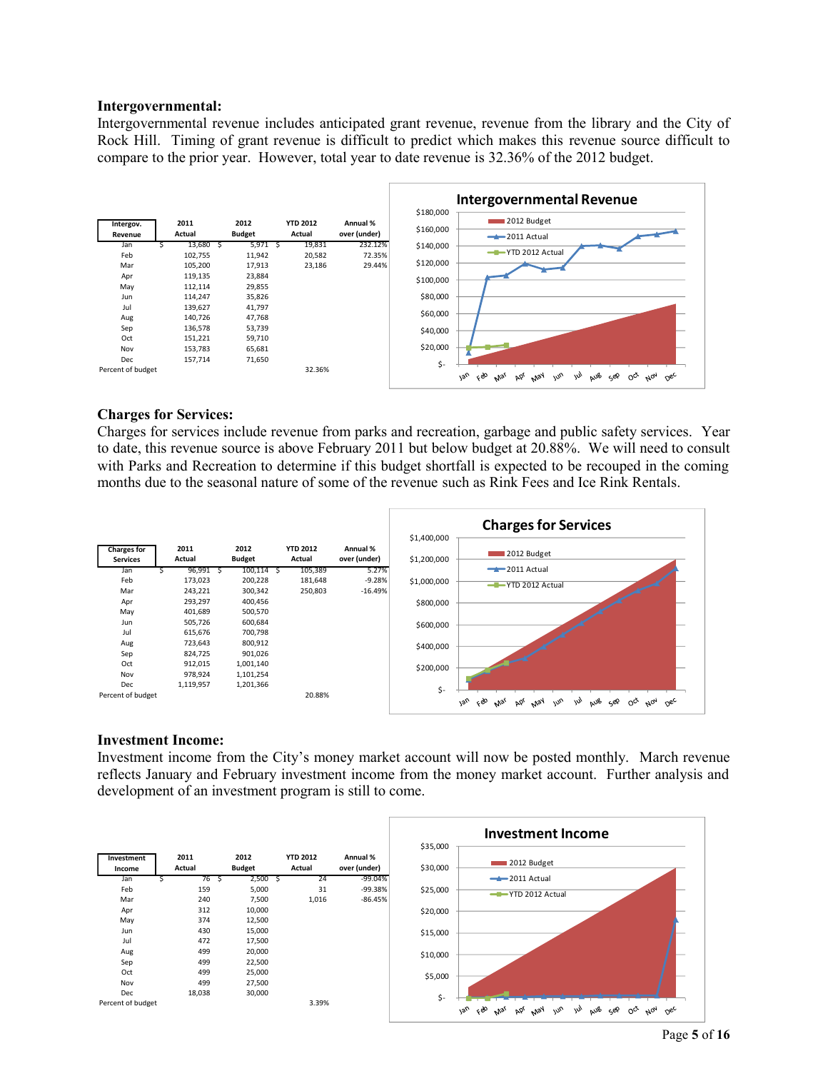**Intergovernmental:**

Intergovernmental revenue includes anticipated grant revenue, revenue from the library and the City of Rock Hill. Timing of grant revenue is difficult to predict which makes this revenue source difficult to compare to the prior year. However, total year to date revenue is 32.36% of the 2012 budget.

| Intergov. Revenue | 2011 Actual | 2012 Budget | YTD 2012 Actual | Annual % over (under) |
|---|---|---|---|---|
| Jan | $ 13,680 | $ 5,971 | $ 19,831 | 232.12% |
| Feb | 102,755 | 11,942 | 20,582 | 72.35% |
| Mar | 105,200 | 17,913 | 23,186 | 29.44% |
| Apr | 119,135 | 23,884 | | |
| May | 112,114 | 29,855 | | |
| Jun | 114,247 | 35,826 | | |
| Jul | 139,627 | 41,797 | | |
| Aug | 140,726 | 47,768 | | |
| Sep | 136,578 | 53,739 | | |
| Oct | 151,221 | 59,710 | | |
| Nov | 153,783 | 65,681 | | |
| Dec | 157,714 | 71,650 | | |
| Percent of budget | | | 32.36% | |

**Charges for Services:**

Charges for services include revenue from parks and recreation, garbage and public safety services. Year to date, this revenue source is above February 2011 but below budget at 20.88%. We will need to consult with Parks and Recreation to determine if this budget shortfall is expected to be recouped in the coming months due to the seasonal nature of some of the revenue such as Rink Fees and Ice Rink Rentals.

| Charges for Services | 2011 Actual | 2012 Budget | YTD 2012 Actual | Annual % over (under) |
|---|---|---|---|---|
| Jan | $ 96,991 | $ 100,114 | $ 105,389 | 5.27% |
| Feb | 173,023 | 200,228 | 181,648 | -9.28% |
| Mar | 243,221 | 300,342 | 250,803 | -16.49% |
| Apr | 293,297 | 400,456 | | |
| May | 401,689 | 500,570 | | |
| Jun | 505,726 | 600,684 | | |
| Jul | 615,676 | 700,798 | | |
| Aug | 723,643 | 800,912 | | |
| Sep | 824,725 | 901,026 | | |
| Oct | 912,015 | 1,001,140 | | |
| Nov | 978,924 | 1,101,254 | | |
| Dec | 1,119,957 | 1,201,366 | | |
| Percent of budget | | | 20.88% | |

**Investment Income:**

Investment income from the City's money market account will now be posted monthly. March revenue reflects January and February investment income from the money market account. Further analysis and development of an investment program is still to come.

| Investment Income | 2011 Actual | 2012 Budget | YTD 2012 Actual | Annual % over (under) |
|---|---|---|---|---|
| Jan | $ 76 | $ 2,500 | $ 24 | -99.04% |
| Feb | 159 | 5,000 | 31 | -99.38% |
| Mar | 240 | 7,500 | 1,016 | -86.45% |
| Apr | 312 | 10,000 | | |
| May | 374 | 12,500 | | |
| Jun | 430 | 15,000 | | |
| Jul | 472 | 17,500 | | |
| Aug | 499 | 20,000 | | |
| Sep | 499 | 22,500 | | |
| Oct | 499 | 25,000 | | |
| Nov | 499 | 27,500 | | |
| Dec | 18,038 | 30,000 | | |
| Percent of budget | | | 3.39% | |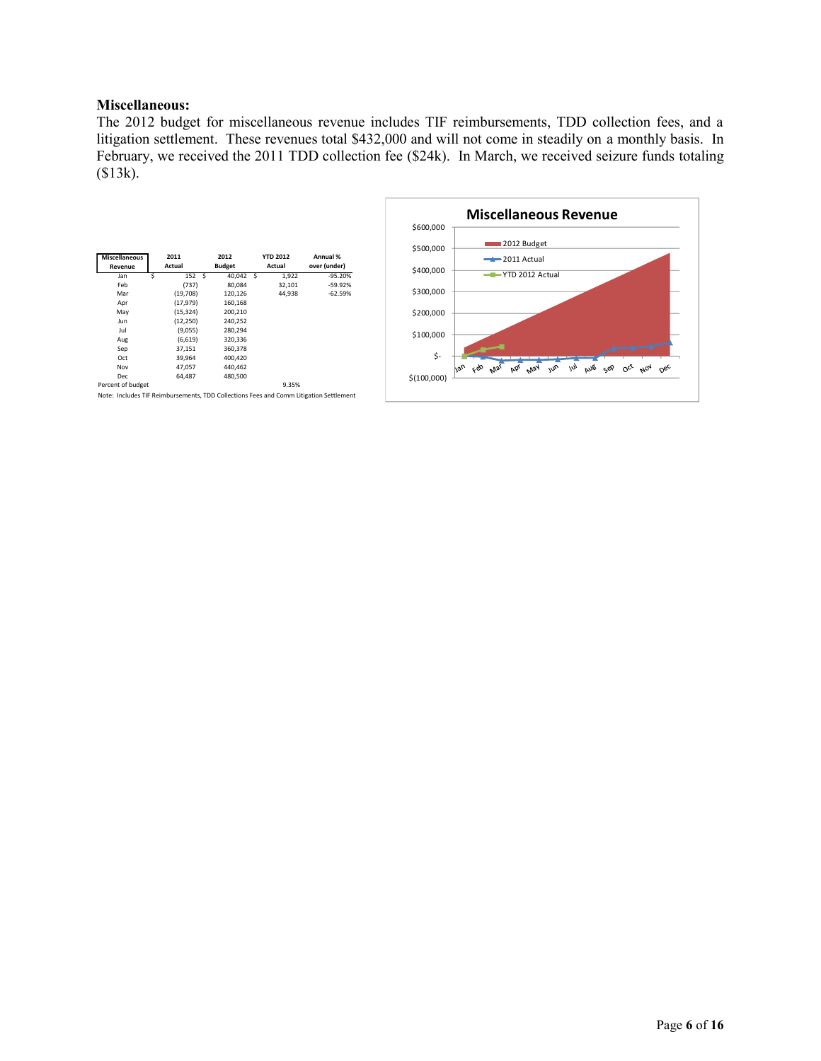**Miscellaneous:**

The 2012 budget for miscellaneous revenue includes TIF reimbursements, TDD collection fees, and a litigation settlement. These revenues total $432,000 and will not come in steadily on a monthly basis. In February, we received the 2011 TDD collection fee ($24k). In March, we received seizure funds totaling ($13k).

| Miscellaneous Revenue | 2011 Actual | 2012 Budget | YTD 2012 Actual | Annual % over (under) |
|---|---|---|---|---|
| Jan | $ 152 | $ 40,042 | $ 1,922 | -95.20% |
| Feb | (737) | 80,084 | 32,101 | -59.92% |
| Mar | (19,708) | 120,126 | 44,938 | -62.59% |
| Apr | (17,979) | 160,168 | | |
| May | (15,324) | 200,210 | | |
| Jun | (12,250) | 240,252 | | |
| Jul | (9,055) | 280,294 | | |
| Aug | (6,619) | 320,336 | | |
| Sep | 37,151 | 360,378 | | |
| Oct | 39,964 | 400,420 | | |
| Nov | 47,057 | 440,462 | | |
| Dec | 64,487 | 480,500 | | |
| Percent of budget | | | 9.35% | |

Note: Includes TIF Reimbursements, TDD Collections Fees and Comm Litigation Settlement

**Miscellaneous Revenue**

(Chart: 2012 Budget, 2011 Actual, YTD 2012 Actual; y-axis $(100,000) to $600,000; x-axis Jan–Dec)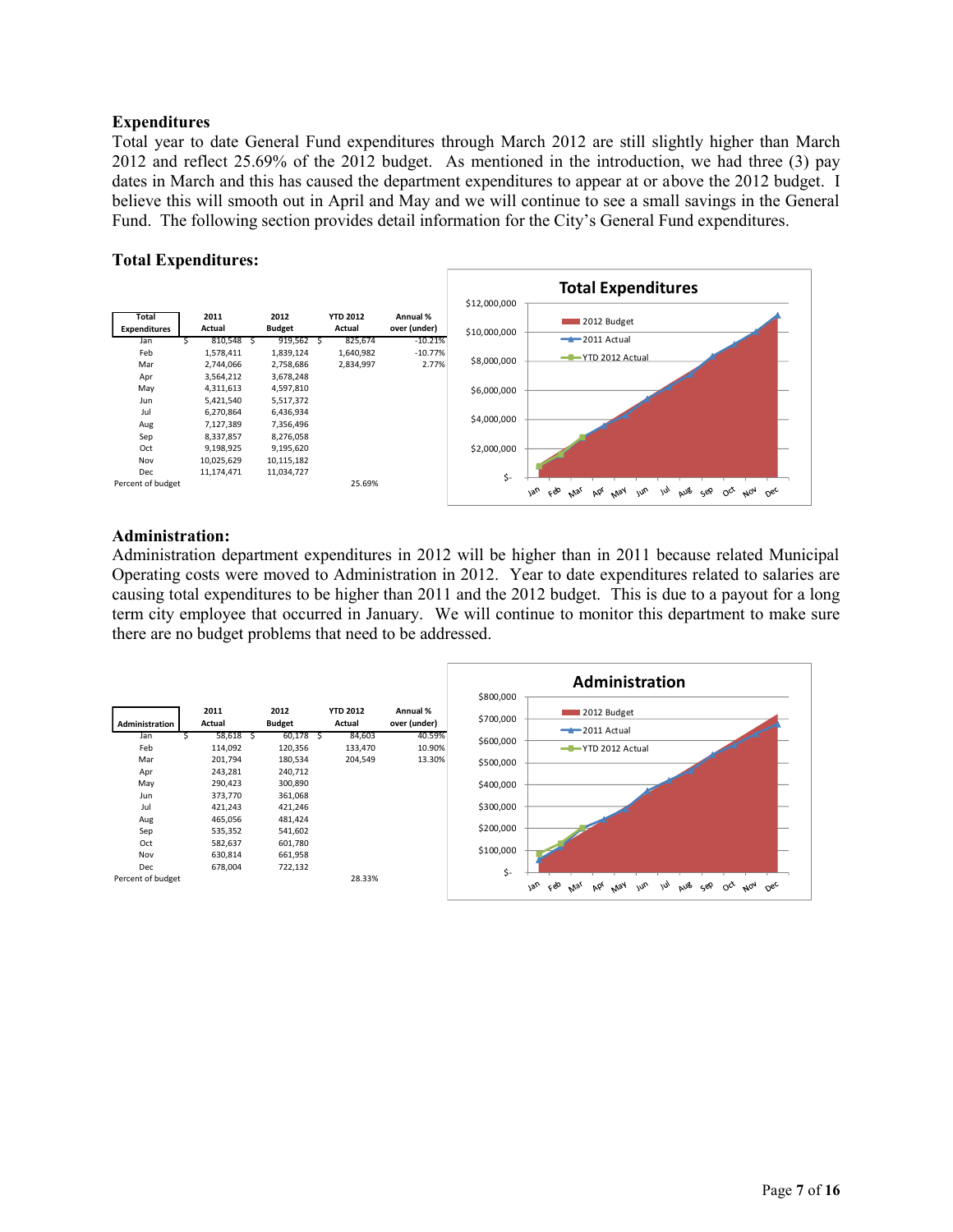## Expenditures

Total year to date General Fund expenditures through March 2012 are still slightly higher than March 2012 and reflect 25.69% of the 2012 budget. As mentioned in the introduction, we had three (3) pay dates in March and this has caused the department expenditures to appear at or above the 2012 budget. I believe this will smooth out in April and May and we will continue to see a small savings in the General Fund. The following section provides detail information for the City's General Fund expenditures.

### Total Expenditures:

| Total Expenditures | 2011 Actual | 2012 Budget | YTD 2012 Actual | Annual % over (under) |
|---|---|---|---|---|
| Jan | $ 810,548 | $ 919,562 | $ 825,674 | -10.21% |
| Feb | 1,578,411 | 1,839,124 | 1,640,982 | -10.77% |
| Mar | 2,744,066 | 2,758,686 | 2,834,997 | 2.77% |
| Apr | 3,564,212 | 3,678,248 | | |
| May | 4,311,613 | 4,597,810 | | |
| Jun | 5,421,540 | 5,517,372 | | |
| Jul | 6,270,864 | 6,436,934 | | |
| Aug | 7,127,389 | 7,356,496 | | |
| Sep | 8,337,857 | 8,276,058 | | |
| Oct | 9,198,925 | 9,195,620 | | |
| Nov | 10,025,629 | 10,115,182 | | |
| Dec | 11,174,471 | 11,034,727 | | |
| Percent of budget | | | 25.69% | |

### Administration:

Administration department expenditures in 2012 will be higher than in 2011 because related Municipal Operating costs were moved to Administration in 2012. Year to date expenditures related to salaries are causing total expenditures to be higher than 2011 and the 2012 budget. This is due to a payout for a long term city employee that occurred in January. We will continue to monitor this department to make sure there are no budget problems that need to be addressed.

| Administration | 2011 Actual | 2012 Budget | YTD 2012 Actual | Annual % over (under) |
|---|---|---|---|---|
| Jan | $ 58,618 | $ 60,178 | $ 84,603 | 40.59% |
| Feb | 114,092 | 120,356 | 133,470 | 10.90% |
| Mar | 201,794 | 180,534 | 204,549 | 13.30% |
| Apr | 243,281 | 240,712 | | |
| May | 290,423 | 300,890 | | |
| Jun | 373,770 | 361,068 | | |
| Jul | 421,243 | 421,246 | | |
| Aug | 465,056 | 481,424 | | |
| Sep | 535,352 | 541,602 | | |
| Oct | 582,637 | 601,780 | | |
| Nov | 630,814 | 661,958 | | |
| Dec | 678,004 | 722,132 | | |
| Percent of budget | | | 28.33% | |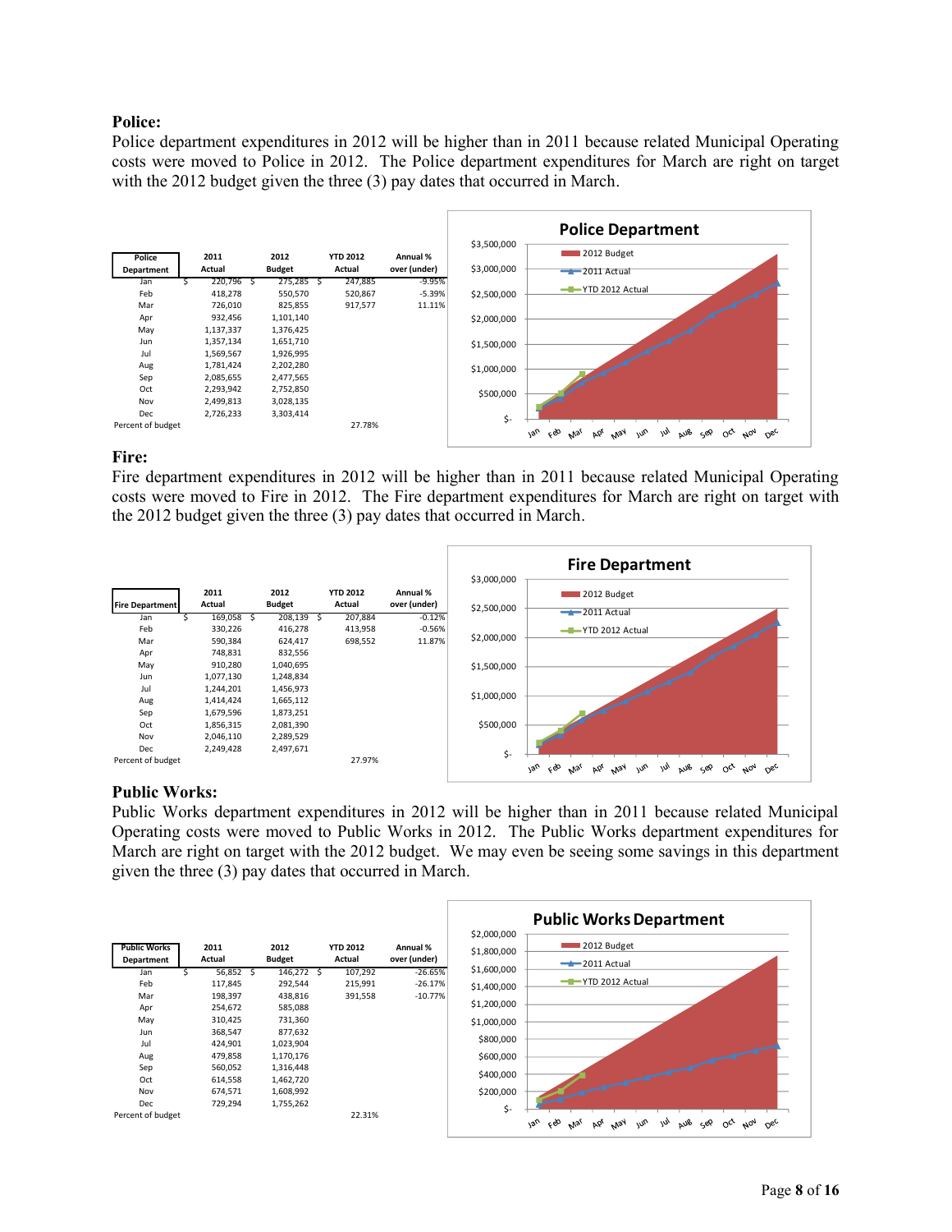**Police:**

Police department expenditures in 2012 will be higher than in 2011 because related Municipal Operating costs were moved to Police in 2012. The Police department expenditures for March are right on target with the 2012 budget given the three (3) pay dates that occurred in March.

| Police Department | 2011 Actual | 2012 Budget | YTD 2012 Actual | Annual % over (under) |
|---|---|---|---|---|
| Jan | $ 220,796 | $ 275,285 | $ 247,885 | -9.95% |
| Feb | 418,278 | 550,570 | 520,867 | -5.39% |
| Mar | 726,010 | 825,855 | 917,577 | 11.11% |
| Apr | 932,456 | 1,101,140 | | |
| May | 1,137,337 | 1,376,425 | | |
| Jun | 1,357,134 | 1,651,710 | | |
| Jul | 1,569,567 | 1,926,995 | | |
| Aug | 1,781,424 | 2,202,280 | | |
| Sep | 2,085,655 | 2,477,565 | | |
| Oct | 2,293,942 | 2,752,850 | | |
| Nov | 2,499,813 | 3,028,135 | | |
| Dec | 2,726,233 | 3,303,414 | | |
| Percent of budget | | | 27.78% | |

**Fire:**

Fire department expenditures in 2012 will be higher than in 2011 because related Municipal Operating costs were moved to Fire in 2012. The Fire department expenditures for March are right on target with the 2012 budget given the three (3) pay dates that occurred in March.

| Fire Department | 2011 Actual | 2012 Budget | YTD 2012 Actual | Annual % over (under) |
|---|---|---|---|---|
| Jan | $ 169,058 | $ 208,139 | $ 207,884 | -0.12% |
| Feb | 330,226 | 416,278 | 413,958 | -0.56% |
| Mar | 590,384 | 624,417 | 698,552 | 11.87% |
| Apr | 748,831 | 832,556 | | |
| May | 910,280 | 1,040,695 | | |
| Jun | 1,077,130 | 1,248,834 | | |
| Jul | 1,244,201 | 1,456,973 | | |
| Aug | 1,414,424 | 1,665,112 | | |
| Sep | 1,679,596 | 1,873,251 | | |
| Oct | 1,856,315 | 2,081,390 | | |
| Nov | 2,046,110 | 2,289,529 | | |
| Dec | 2,249,428 | 2,497,671 | | |
| Percent of budget | | | 27.97% | |

**Public Works:**

Public Works department expenditures in 2012 will be higher than in 2011 because related Municipal Operating costs were moved to Public Works in 2012. The Public Works department expenditures for March are right on target with the 2012 budget. We may even be seeing some savings in this department given the three (3) pay dates that occurred in March.

| Public Works Department | 2011 Actual | 2012 Budget | YTD 2012 Actual | Annual % over (under) |
|---|---|---|---|---|
| Jan | $ 56,852 | $ 146,272 | $ 107,292 | -26.65% |
| Feb | 117,845 | 292,544 | 215,991 | -26.17% |
| Mar | 198,397 | 438,816 | 391,558 | -10.77% |
| Apr | 254,672 | 585,088 | | |
| May | 310,425 | 731,360 | | |
| Jun | 368,547 | 877,632 | | |
| Jul | 424,901 | 1,023,904 | | |
| Aug | 479,858 | 1,170,176 | | |
| Sep | 560,052 | 1,316,448 | | |
| Oct | 614,558 | 1,462,720 | | |
| Nov | 674,571 | 1,608,992 | | |
| Dec | 729,294 | 1,755,262 | | |
| Percent of budget | | | 22.31% | |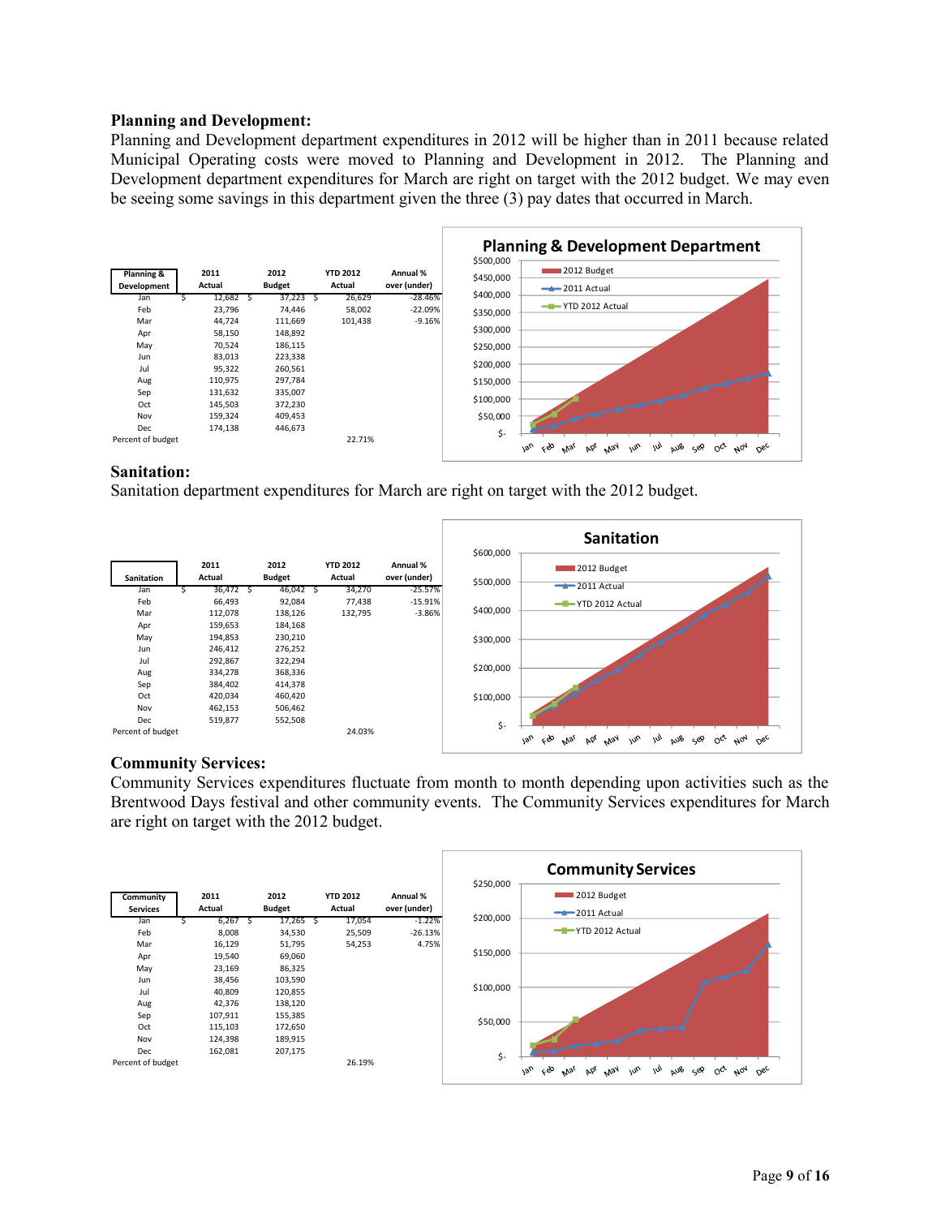**Planning and Development:**

Planning and Development department expenditures in 2012 will be higher than in 2011 because related Municipal Operating costs were moved to Planning and Development in 2012. The Planning and Development department expenditures for March are right on target with the 2012 budget. We may even be seeing some savings in this department given the three (3) pay dates that occurred in March.

| Planning & Development | 2011 Actual | 2012 Budget | YTD 2012 Actual | Annual % over (under) |
|---|---|---|---|---|
| Jan | $ 12,682 | $ 37,223 | $ 26,629 | -28.46% |
| Feb | 23,796 | 74,446 | 58,002 | -22.09% |
| Mar | 44,724 | 111,669 | 101,438 | -9.16% |
| Apr | 58,150 | 148,892 | | |
| May | 70,524 | 186,115 | | |
| Jun | 83,013 | 223,338 | | |
| Jul | 95,322 | 260,561 | | |
| Aug | 110,975 | 297,784 | | |
| Sep | 131,632 | 335,007 | | |
| Oct | 145,503 | 372,230 | | |
| Nov | 159,324 | 409,453 | | |
| Dec | 174,138 | 446,673 | | |
| Percent of budget | | | 22.71% | |

**Sanitation:**

Sanitation department expenditures for March are right on target with the 2012 budget.

| Sanitation | 2011 Actual | 2012 Budget | YTD 2012 Actual | Annual % over (under) |
|---|---|---|---|---|
| Jan | $ 36,472 | $ 46,042 | $ 34,270 | -25.57% |
| Feb | 66,493 | 92,084 | 77,438 | -15.91% |
| Mar | 112,078 | 138,126 | 132,795 | -3.86% |
| Apr | 159,653 | 184,168 | | |
| May | 194,853 | 230,210 | | |
| Jun | 246,412 | 276,252 | | |
| Jul | 292,867 | 322,294 | | |
| Aug | 334,278 | 368,336 | | |
| Sep | 384,402 | 414,378 | | |
| Oct | 420,034 | 460,420 | | |
| Nov | 462,153 | 506,462 | | |
| Dec | 519,877 | 552,508 | | |
| Percent of budget | | | 24.03% | |

**Community Services:**

Community Services expenditures fluctuate from month to month depending upon activities such as the Brentwood Days festival and other community events. The Community Services expenditures for March are right on target with the 2012 budget.

| Community Services | 2011 Actual | 2012 Budget | YTD 2012 Actual | Annual % over (under) |
|---|---|---|---|---|
| Jan | $ 6,267 | $ 17,265 | $ 17,054 | -1.22% |
| Feb | 8,008 | 34,530 | 25,509 | -26.13% |
| Mar | 16,129 | 51,795 | 54,253 | 4.75% |
| Apr | 19,540 | 69,060 | | |
| May | 23,169 | 86,325 | | |
| Jun | 38,456 | 103,590 | | |
| Jul | 40,809 | 120,855 | | |
| Aug | 42,376 | 138,120 | | |
| Sep | 107,911 | 155,385 | | |
| Oct | 115,103 | 172,650 | | |
| Nov | 124,398 | 189,915 | | |
| Dec | 162,081 | 207,175 | | |
| Percent of budget | | | 26.19% | |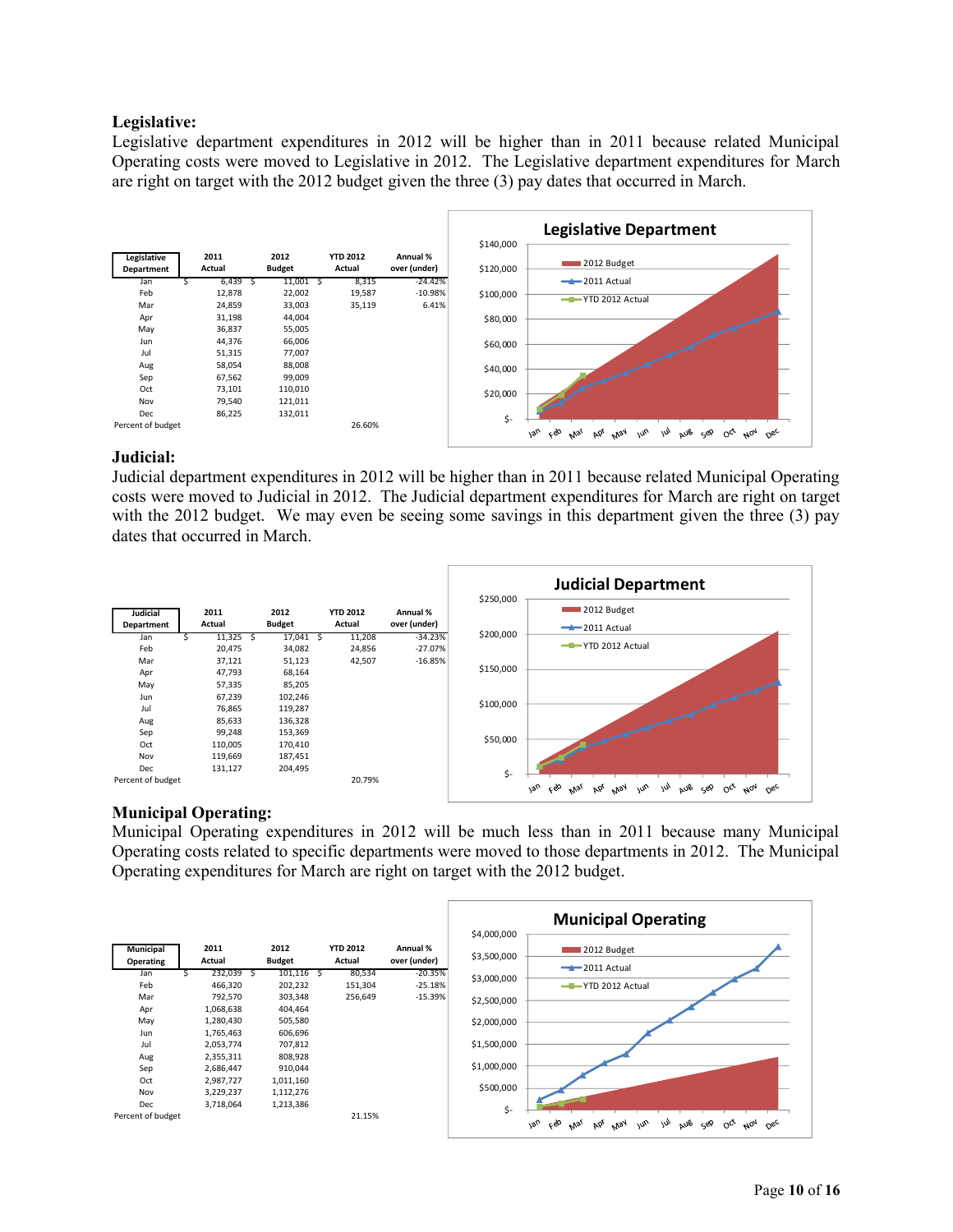## Legislative:

Legislative department expenditures in 2012 will be higher than in 2011 because related Municipal Operating costs were moved to Legislative in 2012. The Legislative department expenditures for March are right on target with the 2012 budget given the three (3) pay dates that occurred in March.

| Legislative Department | 2011 Actual | 2012 Budget | YTD 2012 Actual | Annual % over (under) |
|---|---|---|---|---|
| Jan | $ 6,439 | $ 11,001 | $ 8,315 | -24.42% |
| Feb | 12,878 | 22,002 | 19,587 | -10.98% |
| Mar | 24,859 | 33,003 | 35,119 | 6.41% |
| Apr | 31,198 | 44,004 | | |
| May | 36,837 | 55,005 | | |
| Jun | 44,376 | 66,006 | | |
| Jul | 51,315 | 77,007 | | |
| Aug | 58,054 | 88,008 | | |
| Sep | 67,562 | 99,009 | | |
| Oct | 73,101 | 110,010 | | |
| Nov | 79,540 | 121,011 | | |
| Dec | 86,225 | 132,011 | | |
| Percent of budget | | | 26.60% | |

## Judicial:

Judicial department expenditures in 2012 will be higher than in 2011 because related Municipal Operating costs were moved to Judicial in 2012. The Judicial department expenditures for March are right on target with the 2012 budget. We may even be seeing some savings in this department given the three (3) pay dates that occurred in March.

| Judicial Department | 2011 Actual | 2012 Budget | YTD 2012 Actual | Annual % over (under) |
|---|---|---|---|---|
| Jan | $ 11,325 | $ 17,041 | $ 11,208 | -34.23% |
| Feb | 20,475 | 34,082 | 24,856 | -27.07% |
| Mar | 37,121 | 51,123 | 42,507 | -16.85% |
| Apr | 47,793 | 68,164 | | |
| May | 57,335 | 85,205 | | |
| Jun | 67,239 | 102,246 | | |
| Jul | 76,865 | 119,287 | | |
| Aug | 85,633 | 136,328 | | |
| Sep | 99,248 | 153,369 | | |
| Oct | 110,005 | 170,410 | | |
| Nov | 119,669 | 187,451 | | |
| Dec | 131,127 | 204,495 | | |
| Percent of budget | | | 20.79% | |

## Municipal Operating:

Municipal Operating expenditures in 2012 will be much less than in 2011 because many Municipal Operating costs related to specific departments were moved to those departments in 2012. The Municipal Operating expenditures for March are right on target with the 2012 budget.

| Municipal Operating | 2011 Actual | 2012 Budget | YTD 2012 Actual | Annual % over (under) |
|---|---|---|---|---|
| Jan | $ 232,039 | $ 101,116 | $ 80,534 | -20.35% |
| Feb | 466,320 | 202,232 | 151,304 | -25.18% |
| Mar | 792,570 | 303,348 | 256,649 | -15.39% |
| Apr | 1,068,638 | 404,464 | | |
| May | 1,280,430 | 505,580 | | |
| Jun | 1,765,463 | 606,696 | | |
| Jul | 2,053,774 | 707,812 | | |
| Aug | 2,355,311 | 808,928 | | |
| Sep | 2,686,447 | 910,044 | | |
| Oct | 2,987,727 | 1,011,160 | | |
| Nov | 3,229,237 | 1,112,276 | | |
| Dec | 3,718,064 | 1,213,386 | | |
| Percent of budget | | | 21.15% | |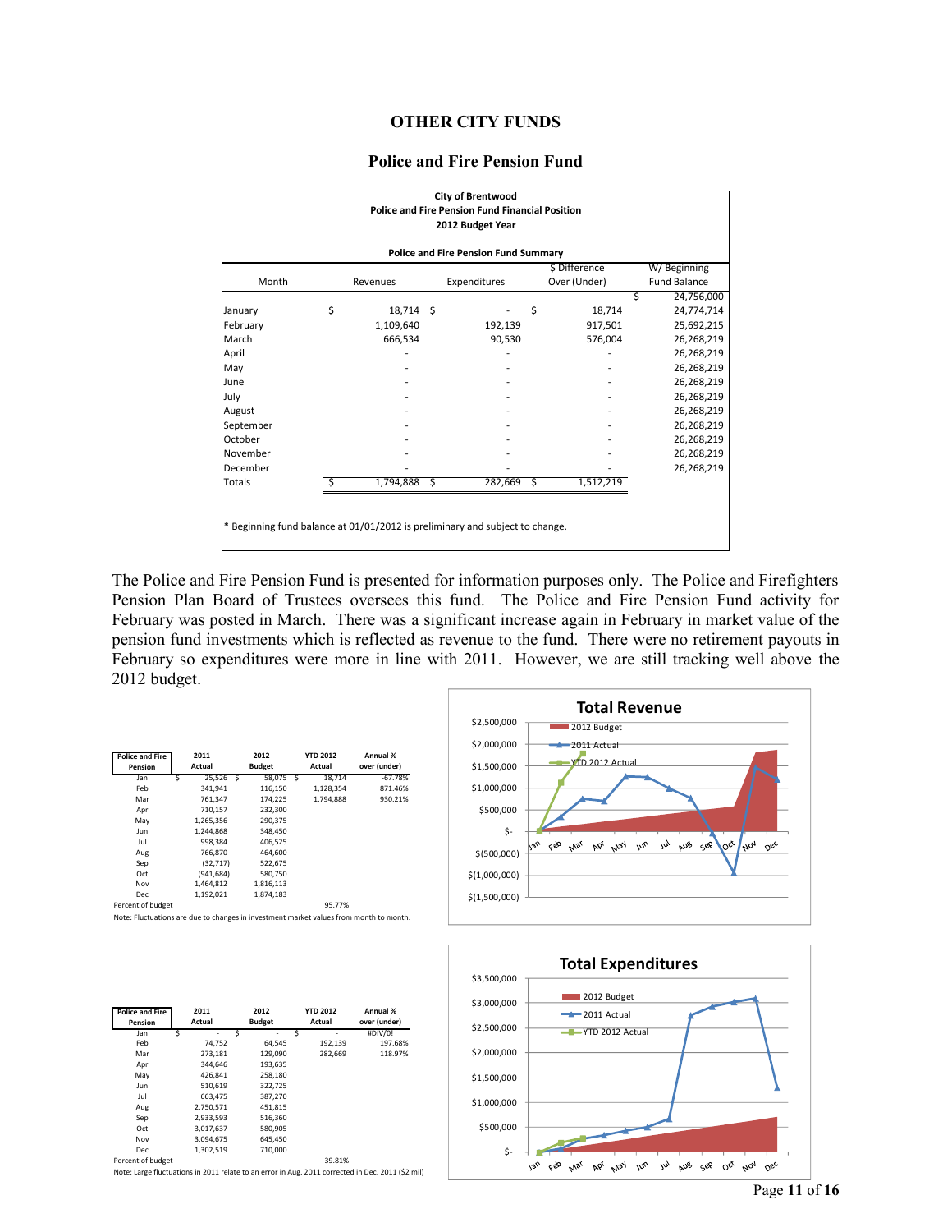# OTHER CITY FUNDS

## Police and Fire Pension Fund

**City of Brentwood**
**Police and Fire Pension Fund Financial Position**
**2012 Budget Year**

**Police and Fire Pension Fund Summary**

| Month | Revenues | Expenditures | $ Difference Over (Under) | W/ Beginning Fund Balance |
|---|---|---|---|---|
| | | | | $ 24,756,000 |
| January | $ 18,714 | $ - | $ 18,714 | 24,774,714 |
| February | 1,109,640 | 192,139 | 917,501 | 25,692,215 |
| March | 666,534 | 90,530 | 576,004 | 26,268,219 |
| April | - | - | - | 26,268,219 |
| May | - | - | - | 26,268,219 |
| June | - | - | - | 26,268,219 |
| July | - | - | - | 26,268,219 |
| August | - | - | - | 26,268,219 |
| September | - | - | - | 26,268,219 |
| October | - | - | - | 26,268,219 |
| November | - | - | - | 26,268,219 |
| December | - | - | - | 26,268,219 |
| Totals | $ 1,794,888 | $ 282,669 | $ 1,512,219 | |

* Beginning fund balance at 01/01/2012 is preliminary and subject to change.

The Police and Fire Pension Fund is presented for information purposes only. The Police and Firefighters Pension Plan Board of Trustees oversees this fund. The Police and Fire Pension Fund activity for February was posted in March. There was a significant increase again in February in market value of the pension fund investments which is reflected as revenue to the fund. There were no retirement payouts in February so expenditures were more in line with 2011. However, we are still tracking well above the 2012 budget.

| Police and Fire Pension | 2011 Actual | 2012 Budget | YTD 2012 Actual | Annual % over (under) |
|---|---|---|---|---|
| Jan | $ 25,526 | $ 58,075 | $ 18,714 | -67.78% |
| Feb | 341,941 | 116,150 | 1,128,354 | 871.46% |
| Mar | 761,347 | 174,225 | 1,794,888 | 930.21% |
| Apr | 710,157 | 232,300 | | |
| May | 1,265,356 | 290,375 | | |
| Jun | 1,244,868 | 348,450 | | |
| Jul | 998,384 | 406,525 | | |
| Aug | 766,870 | 464,600 | | |
| Sep | (32,717) | 522,675 | | |
| Oct | (941,684) | 580,750 | | |
| Nov | 1,464,812 | 1,816,113 | | |
| Dec | 1,192,021 | 1,874,183 | | |
| Percent of budget | | | 95.77% | |

Note: Fluctuations are due to changes in investment market values from month to month.

**Total Revenue** (chart: 2012 Budget, 2011 Actual, YTD 2012 Actual)

| Police and Fire Pension | 2011 Actual | 2012 Budget | YTD 2012 Actual | Annual % over (under) |
|---|---|---|---|---|
| Jan | $ - | $ - | $ - | #DIV/0! |
| Feb | 74,752 | 64,545 | 192,139 | 197.68% |
| Mar | 273,181 | 129,090 | 282,669 | 118.97% |
| Apr | 344,646 | 193,635 | | |
| May | 426,841 | 258,180 | | |
| Jun | 510,619 | 322,725 | | |
| Jul | 663,475 | 387,270 | | |
| Aug | 2,750,571 | 451,815 | | |
| Sep | 2,933,593 | 516,360 | | |
| Oct | 3,017,637 | 580,905 | | |
| Nov | 3,094,675 | 645,450 | | |
| Dec | 1,302,519 | 710,000 | | |
| Percent of budget | | | 39.81% | |

Note: Large fluctuations in 2011 relate to an error in Aug. 2011 corrected in Dec. 2011 ($2 mil)

**Total Expenditures** (chart: 2012 Budget, 2011 Actual, YTD 2012 Actual)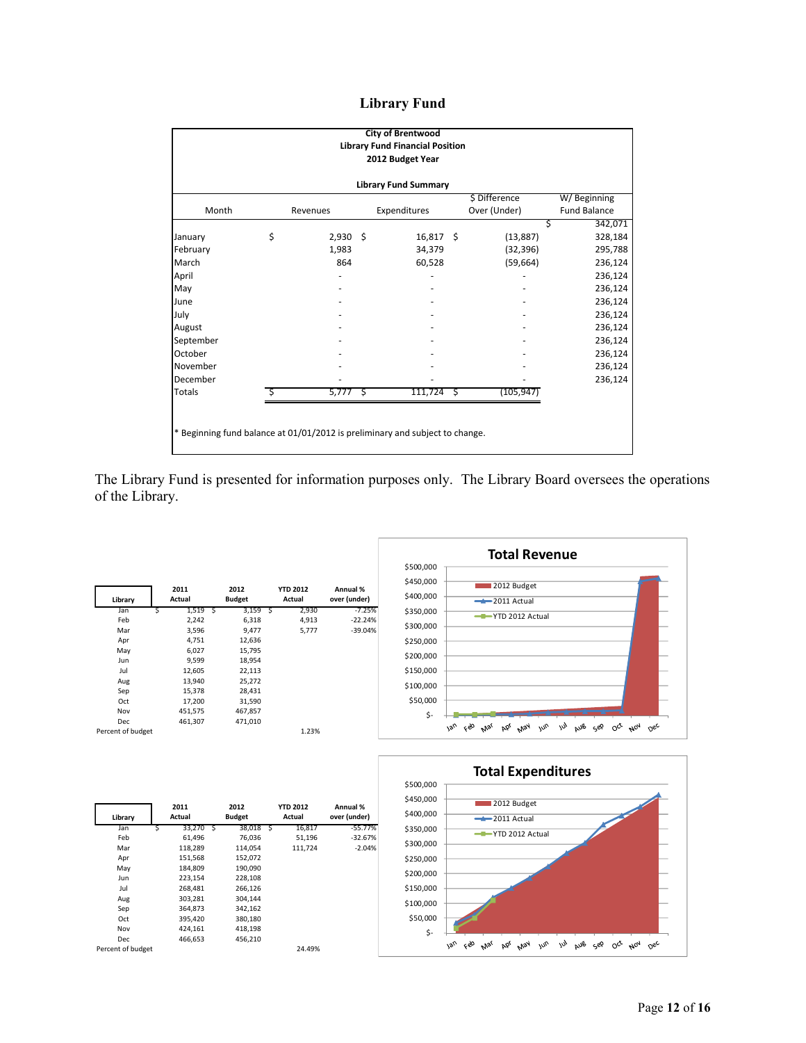# Library Fund

**City of Brentwood**
**Library Fund Financial Position**
**2012 Budget Year**

**Library Fund Summary**

| Month | Revenues | Expenditures | $ Difference Over (Under) | W/ Beginning Fund Balance |
|---|---|---|---|---|
| | | | | $ 342,071 |
| January | $ 2,930 | $ 16,817 | $ (13,887) | 328,184 |
| February | 1,983 | 34,379 | (32,396) | 295,788 |
| March | 864 | 60,528 | (59,664) | 236,124 |
| April | - | - | - | 236,124 |
| May | - | - | - | 236,124 |
| June | - | - | - | 236,124 |
| July | - | - | - | 236,124 |
| August | - | - | - | 236,124 |
| September | - | - | - | 236,124 |
| October | - | - | - | 236,124 |
| November | - | - | - | 236,124 |
| December | - | - | - | 236,124 |
| Totals | $ 5,777 | $ 111,724 | $ (105,947) | |

* Beginning fund balance at 01/01/2012 is preliminary and subject to change.

The Library Fund is presented for information purposes only. The Library Board oversees the operations of the Library.

| Library | 2011 Actual | 2012 Budget | YTD 2012 Actual | Annual % over (under) |
|---|---|---|---|---|
| Jan | $ 1,519 | $ 3,159 | $ 2,930 | -7.25% |
| Feb | 2,242 | 6,318 | 4,913 | -22.24% |
| Mar | 3,596 | 9,477 | 5,777 | -39.04% |
| Apr | 4,751 | 12,636 | | |
| May | 6,027 | 15,795 | | |
| Jun | 9,599 | 18,954 | | |
| Jul | 12,605 | 22,113 | | |
| Aug | 13,940 | 25,272 | | |
| Sep | 15,378 | 28,431 | | |
| Oct | 17,200 | 31,590 | | |
| Nov | 451,575 | 467,857 | | |
| Dec | 461,307 | 471,010 | | |
| Percent of budget | | | 1.23% | |

**Total Revenue**

| Library | 2011 Actual | 2012 Budget | YTD 2012 Actual | Annual % over (under) |
|---|---|---|---|---|
| Jan | $ 33,270 | $ 38,018 | $ 16,817 | -55.77% |
| Feb | 61,496 | 76,036 | 51,196 | -32.67% |
| Mar | 118,289 | 114,054 | 111,724 | -2.04% |
| Apr | 151,568 | 152,072 | | |
| May | 184,809 | 190,090 | | |
| Jun | 223,154 | 228,108 | | |
| Jul | 268,481 | 266,126 | | |
| Aug | 303,281 | 304,144 | | |
| Sep | 364,873 | 342,162 | | |
| Oct | 395,420 | 380,180 | | |
| Nov | 424,161 | 418,198 | | |
| Dec | 466,653 | 456,210 | | |
| Percent of budget | | | 24.49% | |

**Total Expenditures**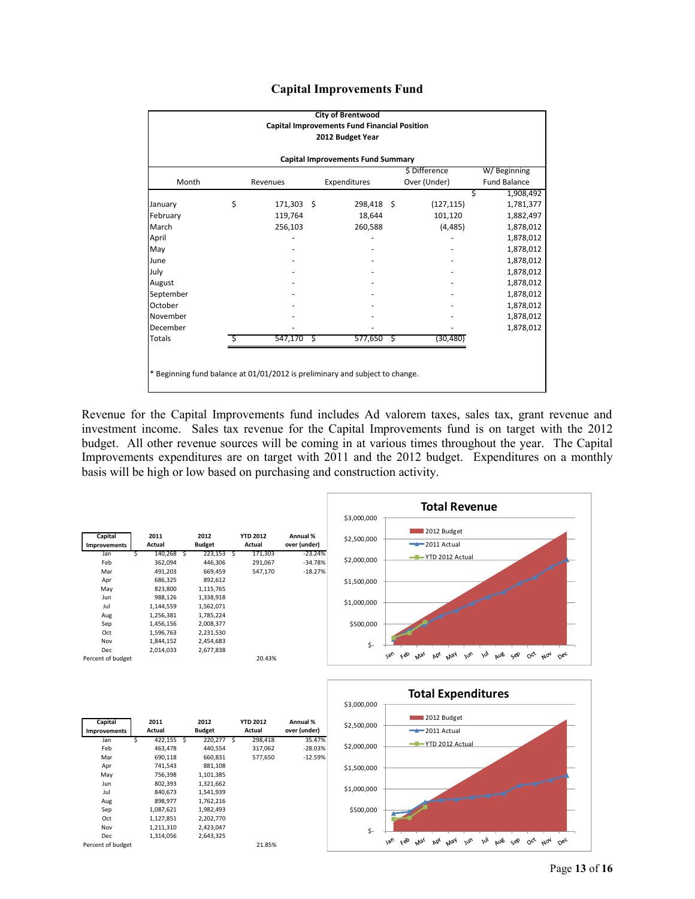## Capital Improvements Fund

**City of Brentwood**
**Capital Improvements Fund Financial Position**
**2012 Budget Year**

**Capital Improvements Fund Summary**

| Month | Revenues | Expenditures | $ Difference Over (Under) | W/ Beginning Fund Balance |
|---|---|---|---|---|
| | | | | $ 1,908,492 |
| January | $ 171,303 | $ 298,418 | $ (127,115) | 1,781,377 |
| February | 119,764 | 18,644 | 101,120 | 1,882,497 |
| March | 256,103 | 260,588 | (4,485) | 1,878,012 |
| April | - | - | - | 1,878,012 |
| May | - | - | - | 1,878,012 |
| June | - | - | - | 1,878,012 |
| July | - | - | - | 1,878,012 |
| August | - | - | - | 1,878,012 |
| September | - | - | - | 1,878,012 |
| October | - | - | - | 1,878,012 |
| November | - | - | - | 1,878,012 |
| December | - | - | - | 1,878,012 |
| Totals | $ 547,170 | $ 577,650 | $ (30,480) | |

\* Beginning fund balance at 01/01/2012 is preliminary and subject to change.

Revenue for the Capital Improvements fund includes Ad valorem taxes, sales tax, grant revenue and investment income. Sales tax revenue for the Capital Improvements fund is on target with the 2012 budget. All other revenue sources will be coming in at various times throughout the year. The Capital Improvements expenditures are on target with 2011 and the 2012 budget. Expenditures on a monthly basis will be high or low based on purchasing and construction activity.

| Capital Improvements | 2011 Actual | 2012 Budget | YTD 2012 Actual | Annual % over (under) |
|---|---|---|---|---|
| Jan | $ 140,268 | $ 223,153 | $ 171,303 | -23.24% |
| Feb | 362,094 | 446,306 | 291,067 | -34.78% |
| Mar | 491,203 | 669,459 | 547,170 | -18.27% |
| Apr | 686,325 | 892,612 | | |
| May | 823,800 | 1,115,765 | | |
| Jun | 988,126 | 1,338,918 | | |
| Jul | 1,144,559 | 1,562,071 | | |
| Aug | 1,256,381 | 1,785,224 | | |
| Sep | 1,456,156 | 2,008,377 | | |
| Oct | 1,596,763 | 2,231,530 | | |
| Nov | 1,844,152 | 2,454,683 | | |
| Dec | 2,014,033 | 2,677,838 | | |
| Percent of budget | | | 20.43% | |

**Total Revenue**

| Capital Improvements | 2011 Actual | 2012 Budget | YTD 2012 Actual | Annual % over (under) |
|---|---|---|---|---|
| Jan | $ 422,155 | $ 220,277 | $ 298,418 | 35.47% |
| Feb | 463,478 | 440,554 | 317,062 | -28.03% |
| Mar | 690,118 | 660,831 | 577,650 | -12.59% |
| Apr | 741,543 | 881,108 | | |
| May | 756,398 | 1,101,385 | | |
| Jun | 802,393 | 1,321,662 | | |
| Jul | 840,673 | 1,541,939 | | |
| Aug | 898,977 | 1,762,216 | | |
| Sep | 1,087,621 | 1,982,493 | | |
| Oct | 1,127,851 | 2,202,770 | | |
| Nov | 1,211,310 | 2,423,047 | | |
| Dec | 1,314,056 | 2,643,325 | | |
| Percent of budget | | | 21.85% | |

**Total Expenditures**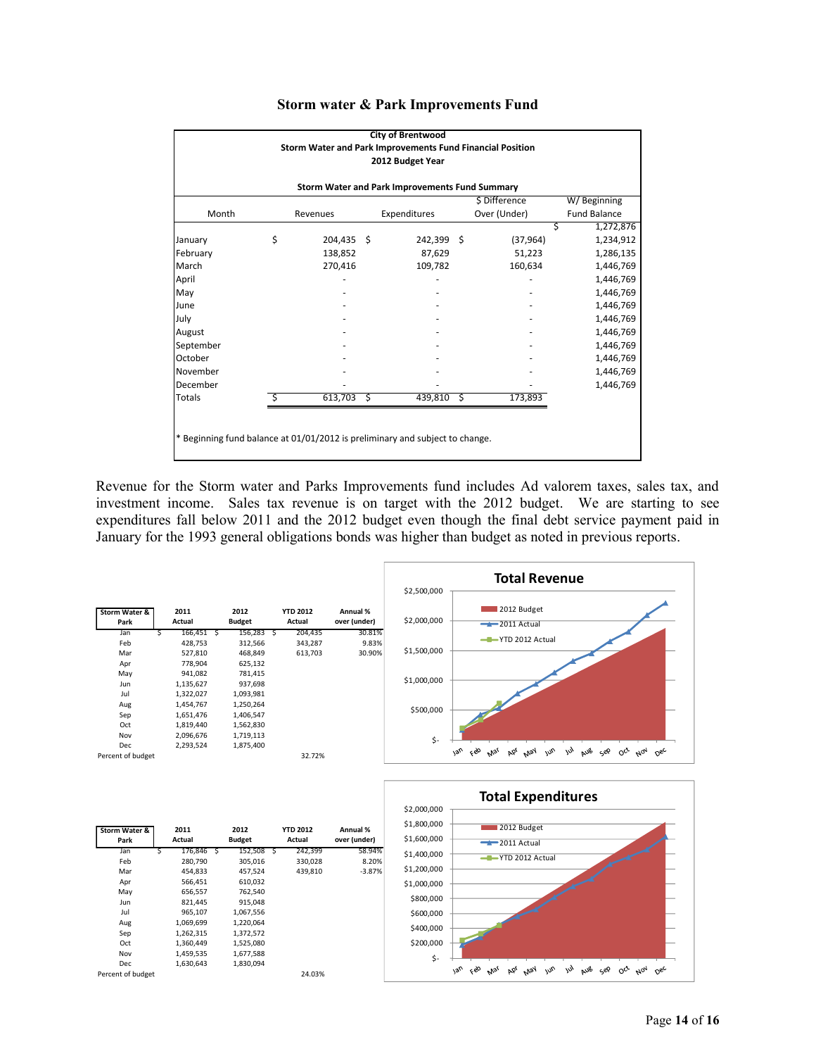## Storm water & Park Improvements Fund

**City of Brentwood**
**Storm Water and Park Improvements Fund Financial Position**
**2012 Budget Year**

**Storm Water and Park Improvements Fund Summary**

| Month | Revenues | Expenditures | $ Difference Over (Under) | W/ Beginning Fund Balance |
|---|---|---|---|---|
| | | | | $ 1,272,876 |
| January | $ 204,435 | $ 242,399 | $ (37,964) | 1,234,912 |
| February | 138,852 | 87,629 | 51,223 | 1,286,135 |
| March | 270,416 | 109,782 | 160,634 | 1,446,769 |
| April | - | - | - | 1,446,769 |
| May | - | - | - | 1,446,769 |
| June | - | - | - | 1,446,769 |
| July | - | - | - | 1,446,769 |
| August | - | - | - | 1,446,769 |
| September | - | - | - | 1,446,769 |
| October | - | - | - | 1,446,769 |
| November | - | - | - | 1,446,769 |
| December | - | - | - | 1,446,769 |
| Totals | $ 613,703 | $ 439,810 | $ 173,893 | |

* Beginning fund balance at 01/01/2012 is preliminary and subject to change.

Revenue for the Storm water and Parks Improvements fund includes Ad valorem taxes, sales tax, and investment income. Sales tax revenue is on target with the 2012 budget. We are starting to see expenditures fall below 2011 and the 2012 budget even though the final debt service payment paid in January for the 1993 general obligations bonds was higher than budget as noted in previous reports.

| Storm Water & Park | 2011 Actual | 2012 Budget | YTD 2012 Actual | Annual % over (under) |
|---|---|---|---|---|
| Jan | $ 166,451 | $ 156,283 | $ 204,435 | 30.81% |
| Feb | 428,753 | 312,566 | 343,287 | 9.83% |
| Mar | 527,810 | 468,849 | 613,703 | 30.90% |
| Apr | 778,904 | 625,132 | | |
| May | 941,082 | 781,415 | | |
| Jun | 1,135,627 | 937,698 | | |
| Jul | 1,322,027 | 1,093,981 | | |
| Aug | 1,454,767 | 1,250,264 | | |
| Sep | 1,651,476 | 1,406,547 | | |
| Oct | 1,819,440 | 1,562,830 | | |
| Nov | 2,096,676 | 1,719,113 | | |
| Dec | 2,293,524 | 1,875,400 | | |
| Percent of budget | | | 32.72% | |

**Total Revenue**

| Storm Water & Park | 2011 Actual | 2012 Budget | YTD 2012 Actual | Annual % over (under) |
|---|---|---|---|---|
| Jan | $ 176,846 | $ 152,508 | $ 242,399 | 58.94% |
| Feb | 280,790 | 305,016 | 330,028 | 8.20% |
| Mar | 454,833 | 457,524 | 439,810 | -3.87% |
| Apr | 566,451 | 610,032 | | |
| May | 656,557 | 762,540 | | |
| Jun | 821,445 | 915,048 | | |
| Jul | 965,107 | 1,067,556 | | |
| Aug | 1,069,699 | 1,220,064 | | |
| Sep | 1,262,315 | 1,372,572 | | |
| Oct | 1,360,449 | 1,525,080 | | |
| Nov | 1,459,535 | 1,677,588 | | |
| Dec | 1,630,643 | 1,830,094 | | |
| Percent of budget | | | 24.03% | |

**Total Expenditures**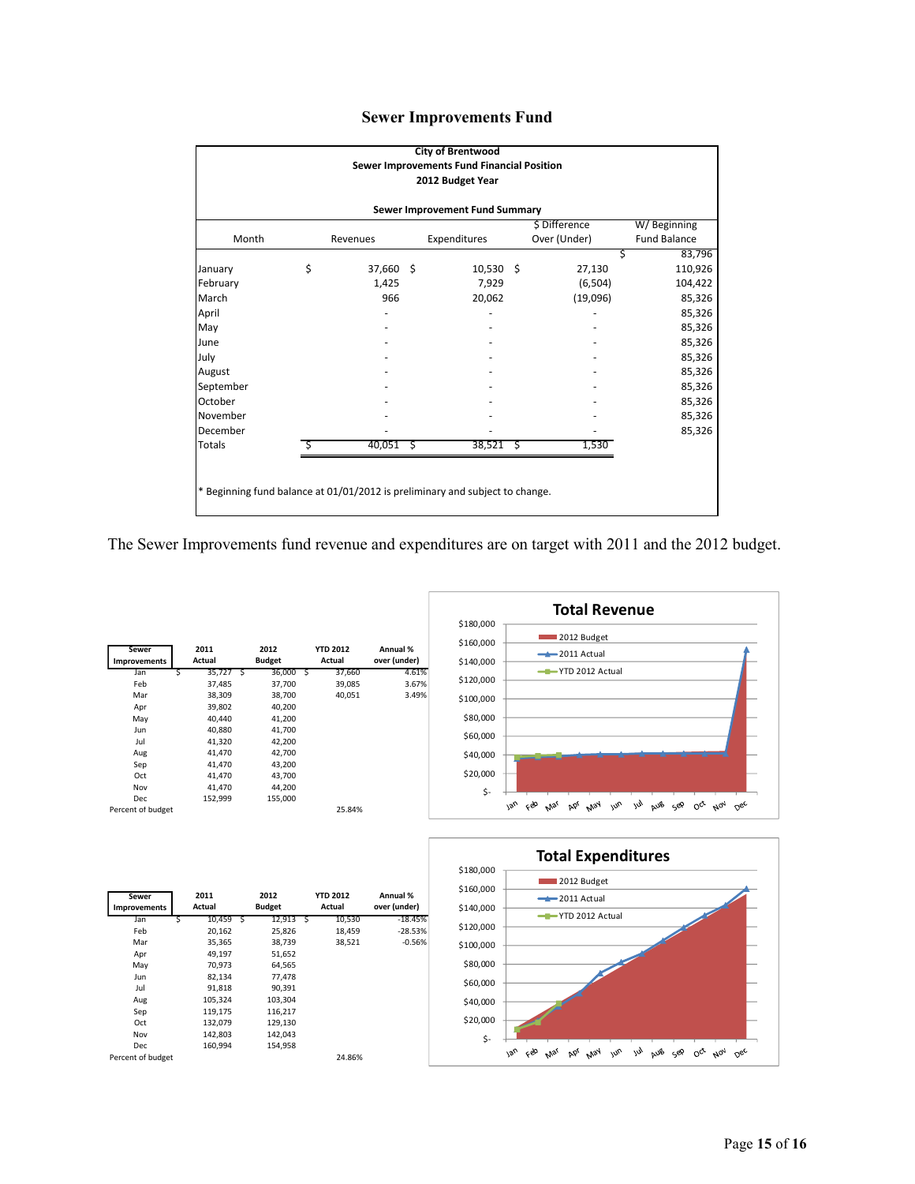# Sewer Improvements Fund

**City of Brentwood**
**Sewer Improvements Fund Financial Position**
**2012 Budget Year**

**Sewer Improvement Fund Summary**

| Month | Revenues | Expenditures | $ Difference Over (Under) | W/ Beginning Fund Balance |
|---|---|---|---|---|
| | | | | $ 83,796 |
| January | $ 37,660 | $ 10,530 | $ 27,130 | 110,926 |
| February | 1,425 | 7,929 | (6,504) | 104,422 |
| March | 966 | 20,062 | (19,096) | 85,326 |
| April | - | - | - | 85,326 |
| May | - | - | - | 85,326 |
| June | - | - | - | 85,326 |
| July | - | - | - | 85,326 |
| August | - | - | - | 85,326 |
| September | - | - | - | 85,326 |
| October | - | - | - | 85,326 |
| November | - | - | - | 85,326 |
| December | - | - | - | 85,326 |
| Totals | $ 40,051 | $ 38,521 | $ 1,530 | |

\* Beginning fund balance at 01/01/2012 is preliminary and subject to change.

The Sewer Improvements fund revenue and expenditures are on target with 2011 and the 2012 budget.

| Sewer Improvements | 2011 Actual | 2012 Budget | YTD 2012 Actual | Annual % over (under) |
|---|---|---|---|---|
| Jan | $ 35,727 | $ 36,000 | $ 37,660 | 4.61% |
| Feb | 37,485 | 37,700 | 39,085 | 3.67% |
| Mar | 38,309 | 38,700 | 40,051 | 3.49% |
| Apr | 39,802 | 40,200 | | |
| May | 40,440 | 41,200 | | |
| Jun | 40,880 | 41,700 | | |
| Jul | 41,320 | 42,200 | | |
| Aug | 41,470 | 42,700 | | |
| Sep | 41,470 | 43,200 | | |
| Oct | 41,470 | 43,700 | | |
| Nov | 41,470 | 44,200 | | |
| Dec | 152,999 | 155,000 | | |
| Percent of budget | | | 25.84% | |

**Total Revenue** (chart: 2012 Budget, 2011 Actual, YTD 2012 Actual; Jan–Dec; $- to $180,000)

| Sewer Improvements | 2011 Actual | 2012 Budget | YTD 2012 Actual | Annual % over (under) |
|---|---|---|---|---|
| Jan | $ 10,459 | $ 12,913 | $ 10,530 | -18.45% |
| Feb | 20,162 | 25,826 | 18,459 | -28.53% |
| Mar | 35,365 | 38,739 | 38,521 | -0.56% |
| Apr | 49,197 | 51,652 | | |
| May | 70,973 | 64,565 | | |
| Jun | 82,134 | 77,478 | | |
| Jul | 91,818 | 90,391 | | |
| Aug | 105,324 | 103,304 | | |
| Sep | 119,175 | 116,217 | | |
| Oct | 132,079 | 129,130 | | |
| Nov | 142,803 | 142,043 | | |
| Dec | 160,994 | 154,958 | | |
| Percent of budget | | | 24.86% | |

**Total Expenditures** (chart: 2012 Budget, 2011 Actual, YTD 2012 Actual; Jan–Dec; $- to $180,000)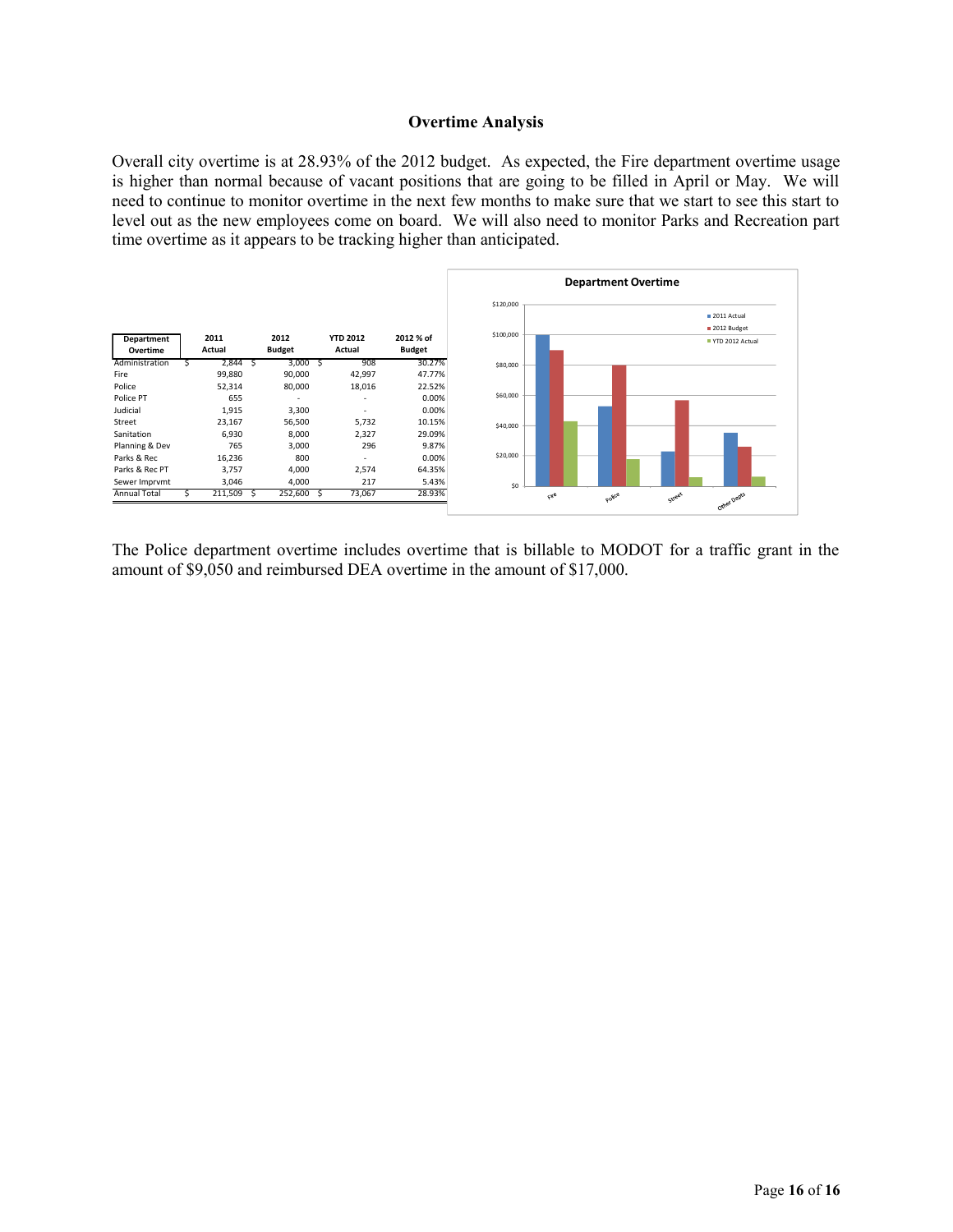## Overtime Analysis

Overall city overtime is at 28.93% of the 2012 budget. As expected, the Fire department overtime usage is higher than normal because of vacant positions that are going to be filled in April or May. We will need to continue to monitor overtime in the next few months to make sure that we start to see this start to level out as the new employees come on board. We will also need to monitor Parks and Recreation part time overtime as it appears to be tracking higher than anticipated.

| Department Overtime | 2011 Actual | 2012 Budget | YTD 2012 Actual | 2012 % of Budget |
|---|---|---|---|---|
| Administration | $ 2,844 | $ 3,000 | $ 908 | 30.27% |
| Fire | 99,880 | 90,000 | 42,997 | 47.77% |
| Police | 52,314 | 80,000 | 18,016 | 22.52% |
| Police PT | 655 | - | - | 0.00% |
| Judicial | 1,915 | 3,300 | - | 0.00% |
| Street | 23,167 | 56,500 | 5,732 | 10.15% |
| Sanitation | 6,930 | 8,000 | 2,327 | 29.09% |
| Planning & Dev | 765 | 3,000 | 296 | 9.87% |
| Parks & Rec | 16,236 | 800 | - | 0.00% |
| Parks & Rec PT | 3,757 | 4,000 | 2,574 | 64.35% |
| Sewer Imprvmt | 3,046 | 4,000 | 217 | 5.43% |
| Annual Total | $ 211,509 | $ 252,600 | $ 73,067 | 28.93% |

Department Overtime

$120,000
$100,000
$80,000
$60,000
$40,000
$20,000
$0

2011 Actual
2012 Budget
YTD 2012 Actual

Fire
Police
Street
Other Depts

The Police department overtime includes overtime that is billable to MODOT for a traffic grant in the amount of $9,050 and reimbursed DEA overtime in the amount of $17,000.